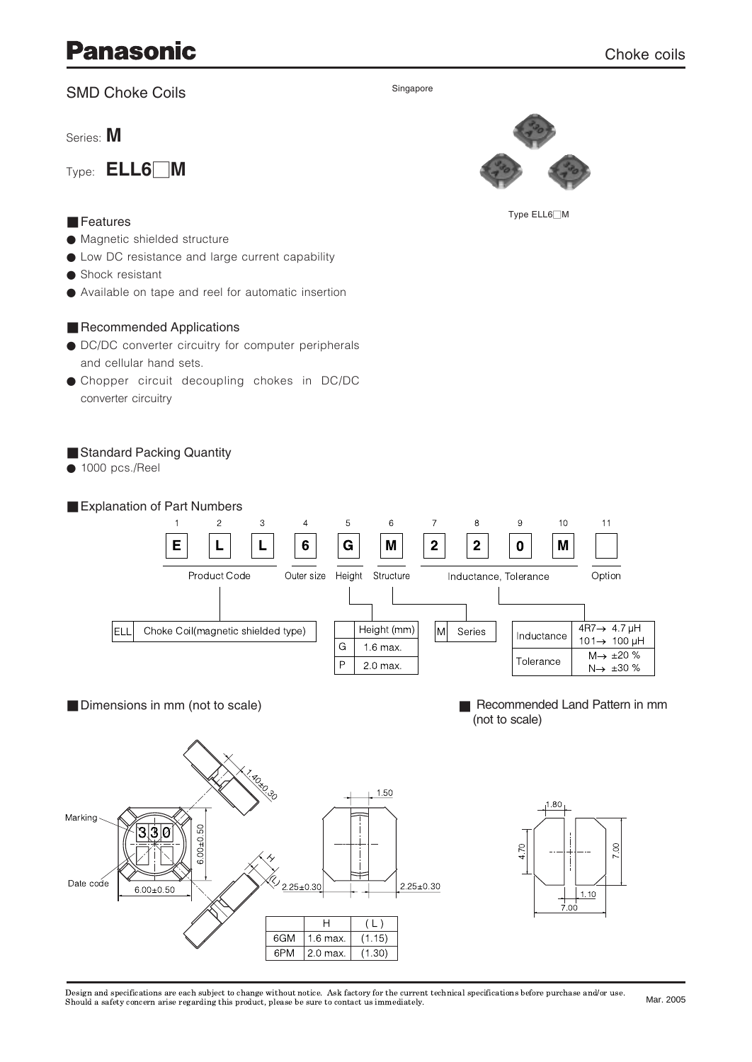# Panasonic

Choke coils

## SMD Choke Coils

Singapore

Series: **M**

Type: **ELL6□M**

Type ELL6□M

### Features

- Magnetic shielded structure
- Low DC resistance and large current capability
- Shock resistant
- Available on tape and reel for automatic insertion

### Recommended Applications

- DC/DC converter circuitry for computer peripherals and cellular hand sets.
- Chopper circuit decoupling chokes in DC/DC converter circuitry

### Standard Packing Quantity

- 1000 pcs./Reel

### Explanation of Part Numbers

| 1 | 2 | 3 | 4 | 5 | 6 | 7 | 8 | 9 | 10 | 11 |
|---|---|---|---|---|---|---|---|---|---|---|
| E | L | L | 6 | G | M | 2 | 2 | 0 | M | |
| Product Code | | | Outer size | Height | Structure | Inductance, Tolerance | | | | Option |

| ELL | Choke Coil(magnetic shielded type) |
|---|---|

| | Height (mm) |
|---|---|
| G | 1.6 max. |
| P | 2.0 max. |

| M | Series |
|---|---|

| | |
|---|---|
| Inductance | 4R7→ 4.7 μH<br>101→ 100 μH |
| Tolerance | M→ ±20 %<br>N→ ±30 % |

### Dimensions in mm (not to scale)

Marking: 330; Date code; 6.00±0.50; 6.00±0.50; 1.40±0.30; H; (L); 1.50; 2.25±0.30; 2.25±0.30

| | H | ( L ) |
|---|---|---|
| 6GM | 1.6 max. | (1.15) |
| 6PM | 2.0 max. | (1.30) |

### Recommended Land Pattern in mm (not to scale)

1.80; 4.70; 7.00; 1.10; 7.00

Design and specifications are each subject to change without notice. Ask factory for the current technical specifications before purchase and/or use. Should a safety concern arise regarding this product, please be sure to contact us immediately.

Mar. 2005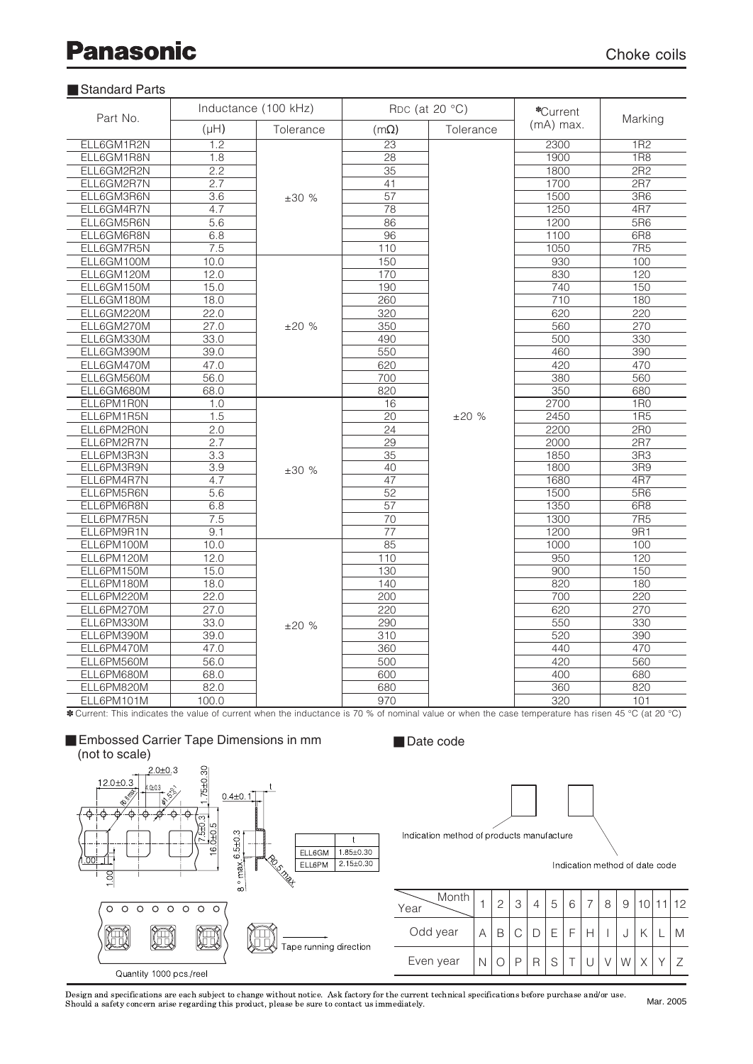Panasonic — Choke coils

## Standard Parts

| Part No. | Inductance (100 kHz) | | RDC (at 20 °C) | | *Current | Marking |
|---|---|---|---|---|---|---|
| | (μH) | Tolerance | (mΩ) | Tolerance | (mA) max. | |
| ELL6GM1R2N | 1.2 | ±30 % | 23 | ±20 % | 2300 | 1R2 |
| ELL6GM1R8N | 1.8 | | 28 | | 1900 | 1R8 |
| ELL6GM2R2N | 2.2 | | 35 | | 1800 | 2R2 |
| ELL6GM2R7N | 2.7 | | 41 | | 1700 | 2R7 |
| ELL6GM3R6N | 3.6 | | 57 | | 1500 | 3R6 |
| ELL6GM4R7N | 4.7 | | 78 | | 1250 | 4R7 |
| ELL6GM5R6N | 5.6 | | 86 | | 1200 | 5R6 |
| ELL6GM6R8N | 6.8 | | 96 | | 1100 | 6R8 |
| ELL6GM7R5N | 7.5 | | 110 | | 1050 | 7R5 |
| ELL6GM100M | 10.0 | ±20 % | 150 | | 930 | 100 |
| ELL6GM120M | 12.0 | | 170 | | 830 | 120 |
| ELL6GM150M | 15.0 | | 190 | | 740 | 150 |
| ELL6GM180M | 18.0 | | 260 | | 710 | 180 |
| ELL6GM220M | 22.0 | | 320 | | 620 | 220 |
| ELL6GM270M | 27.0 | | 350 | | 560 | 270 |
| ELL6GM330M | 33.0 | | 490 | | 500 | 330 |
| ELL6GM390M | 39.0 | | 550 | | 460 | 390 |
| ELL6GM470M | 47.0 | | 620 | | 420 | 470 |
| ELL6GM560M | 56.0 | | 700 | | 380 | 560 |
| ELL6GM680M | 68.0 | | 820 | | 350 | 680 |
| ELL6PM1R0N | 1.0 | ±30 % | 16 | | 2700 | 1R0 |
| ELL6PM1R5N | 1.5 | | 20 | | 2450 | 1R5 |
| ELL6PM2R0N | 2.0 | | 24 | | 2200 | 2R0 |
| ELL6PM2R7N | 2.7 | | 29 | | 2000 | 2R7 |
| ELL6PM3R3N | 3.3 | | 35 | | 1850 | 3R3 |
| ELL6PM3R9N | 3.9 | | 40 | | 1800 | 3R9 |
| ELL6PM4R7N | 4.7 | | 47 | | 1680 | 4R7 |
| ELL6PM5R6N | 5.6 | | 52 | | 1500 | 5R6 |
| ELL6PM6R8N | 6.8 | | 57 | | 1350 | 6R8 |
| ELL6PM7R5N | 7.5 | | 70 | | 1300 | 7R5 |
| ELL6PM9R1N | 9.1 | | 77 | | 1200 | 9R1 |
| ELL6PM100M | 10.0 | ±20 % | 85 | | 1000 | 100 |
| ELL6PM120M | 12.0 | | 110 | | 950 | 120 |
| ELL6PM150M | 15.0 | | 130 | | 900 | 150 |
| ELL6PM180M | 18.0 | | 140 | | 820 | 180 |
| ELL6PM220M | 22.0 | | 200 | | 700 | 220 |
| ELL6PM270M | 27.0 | | 220 | | 620 | 270 |
| ELL6PM330M | 33.0 | | 290 | | 550 | 330 |
| ELL6PM390M | 39.0 | | 310 | | 520 | 390 |
| ELL6PM470M | 47.0 | | 360 | | 440 | 470 |
| ELL6PM560M | 56.0 | | 500 | | 420 | 560 |
| ELL6PM680M | 68.0 | | 600 | | 400 | 680 |
| ELL6PM820M | 82.0 | | 680 | | 360 | 820 |
| ELL6PM101M | 100.0 | | 970 | | 320 | 101 |

* Current: This indicates the value of current when the inductance is 70 % of nominal value or when the case temperature has risen 45 °C (at 20 °C)

## Embossed Carrier Tape Dimensions in mm (not to scale)

2.0±0.3
12.0±0.3
4.0±0.3
8.6max.
φ1.5+0.1/-0
1.75±0.30
0.4±0.1
t
7.5±0.3
16.0±0.5
6.5±0.3
8° max.
R0.5 max.
1.00
1.00

| | t |
|---|---|
| ELL6GM | 1.85±0.30 |
| ELL6PM | 2.15±0.30 |

Tape running direction

Quantity 1000 pcs./reel

## Date code

Indication method of products manufacture

Indication method of date code

| Year \ Month | 1 | 2 | 3 | 4 | 5 | 6 | 7 | 8 | 9 | 10 | 11 | 12 |
|---|---|---|---|---|---|---|---|---|---|---|---|---|
| Odd year | A | B | C | D | E | F | H | I | J | K | L | M |
| Even year | N | O | P | R | S | T | U | V | W | X | Y | Z |

Design and specifications are each subject to change without notice. Ask factory for the current technical specifications before purchase and/or use. Should a safety concern arise regarding this product, please be sure to contact us immediately.

Mar. 2005